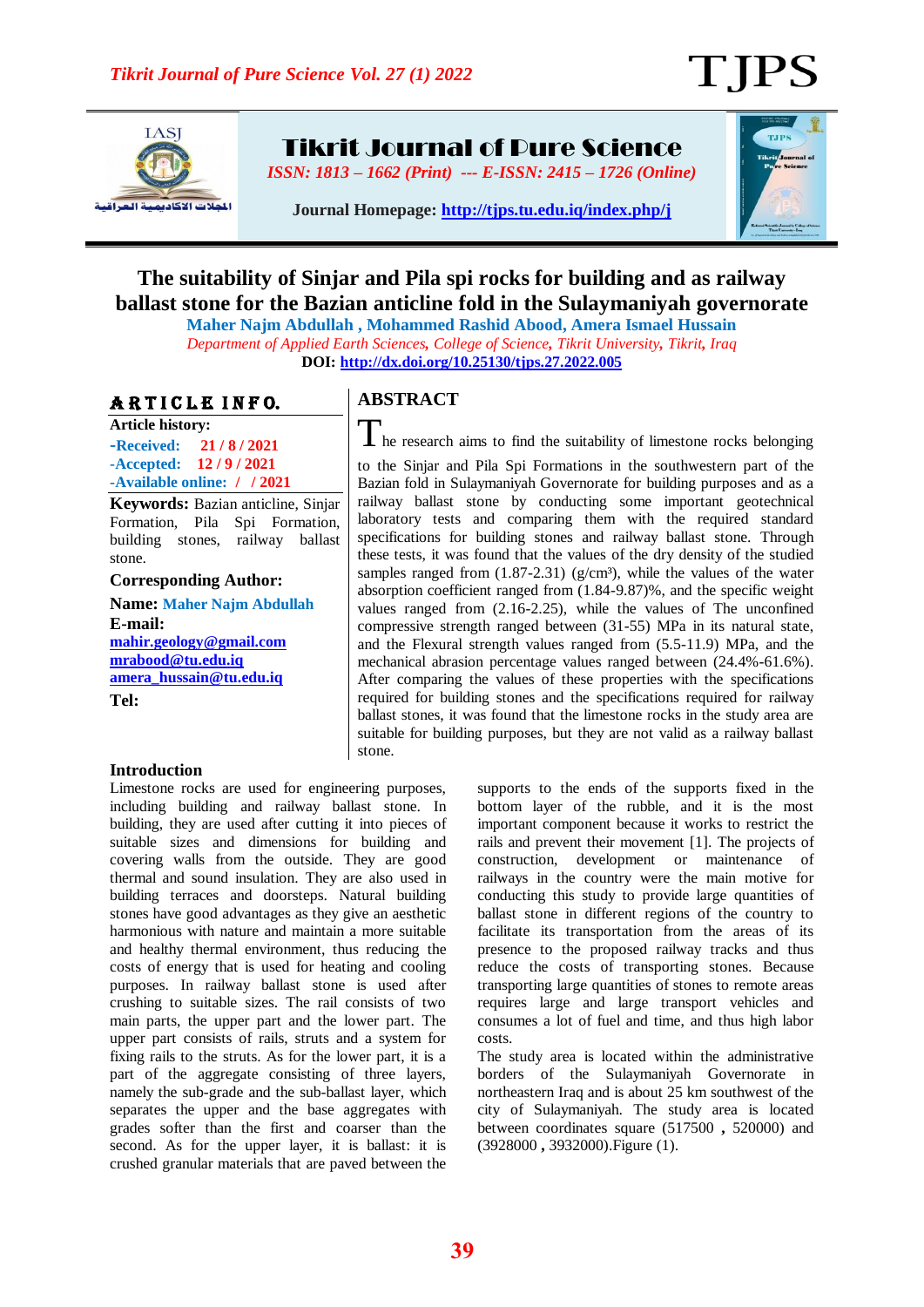# The suitability of Sinjar and Pila spi rocks for building and as railway ballast stone for the Bazian anticline fold in the Sulaymaniyah governorate

**Maher Najm Abdullah , Mohammed Rashid Abood, Amera Ismael Hussain**

*Department of Applied Earth Sciences, College of Science, Tikrit University, Tikrit, Iraq*

**DOI: http://dx.doi.org/10.25130/tjps.27.2022.005**

## ARTICLE INFO.

**Article history:**

**-Received: 21 / 8 / 2021**

**-Accepted: 12 / 9 / 2021**

**-Available online: / / 2021**

**Keywords:** Bazian anticline, Sinjar Formation, Pila Spi Formation, building stones, railway ballast stone.

**Corresponding Author:**

**Name:** Maher Najm Abdullah

**E-mail:**

mahir.geology@gmail.com

mrabood@tu.edu.iq

amera_hussain@tu.edu.iq

**Tel:**

## ABSTRACT

The research aims to find the suitability of limestone rocks belonging to the Sinjar and Pila Spi Formations in the southwestern part of the Bazian fold in Sulaymaniyah Governorate for building purposes and as a railway ballast stone by conducting some important geotechnical laboratory tests and comparing them with the required standard specifications for building stones and railway ballast stone. Through these tests, it was found that the values of the dry density of the studied samples ranged from (1.87-2.31) (g/cm³), while the values of the water absorption coefficient ranged from (1.84-9.87)%, and the specific weight values ranged from (2.16-2.25), while the values of The unconfined compressive strength ranged between (31-55) MPa in its natural state, and the Flexural strength values ranged from (5.5-11.9) MPa, and the mechanical abrasion percentage values ranged between (24.4%-61.6%). After comparing the values of these properties with the specifications required for building stones and the specifications required for railway ballast stones, it was found that the limestone rocks in the study area are suitable for building purposes, but they are not valid as a railway ballast stone.

## Introduction

Limestone rocks are used for engineering purposes, including building and railway ballast stone. In building, they are used after cutting it into pieces of suitable sizes and dimensions for building and covering walls from the outside. They are good thermal and sound insulation. They are also used in building terraces and doorsteps. Natural building stones have good advantages as they give an aesthetic harmonious with nature and maintain a more suitable and healthy thermal environment, thus reducing the costs of energy that is used for heating and cooling purposes. In railway ballast stone is used after crushing to suitable sizes. The rail consists of two main parts, the upper part and the lower part. The upper part consists of rails, struts and a system for fixing rails to the struts. As for the lower part, it is a part of the aggregate consisting of three layers, namely the sub-grade and the sub-ballast layer, which separates the upper and the base aggregates with grades softer than the first and coarser than the second. As for the upper layer, it is ballast: it is crushed granular materials that are paved between the supports to the ends of the supports fixed in the bottom layer of the rubble, and it is the most important component because it works to restrict the rails and prevent their movement [1]. The projects of construction, development or maintenance of railways in the country were the main motive for conducting this study to provide large quantities of ballast stone in different regions of the country to facilitate its transportation from the areas of its presence to the proposed railway tracks and thus reduce the costs of transporting stones. Because transporting large quantities of stones to remote areas requires large and large transport vehicles and consumes a lot of fuel and time, and thus high labor costs.

The study area is located within the administrative borders of the Sulaymaniyah Governorate in northeastern Iraq and is about 25 km southwest of the city of Sulaymaniyah. The study area is located between coordinates square (517500 , 520000) and (3928000 , 3932000).Figure (1).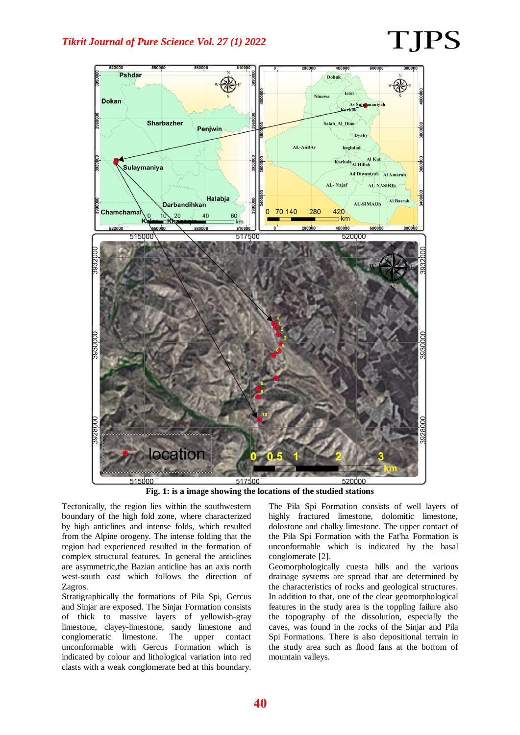**Fig. 1: is a image showing the locations of the studied stations**

Tectonically, the region lies within the southwestern boundary of the high fold zone, where characterized by high anticlines and intense folds, which resulted from the Alpine orogeny. The intense folding that the region had experienced resulted in the formation of complex structural features. In general the anticlines are asymmetric,the Bazian anticline has an axis north west-south east which follows the direction of Zagros.

Stratigraphically the formations of Pila Spi, Gercus and Sinjar are exposed. The Sinjar Formation consists of thick to massive layers of yellowish-gray limestone, clayey-limestone, sandy limestone and conglomeratic limestone. The upper contact unconformable with Gercus Formation which is indicated by colour and lithological variation into red clasts with a weak conglomerate bed at this boundary.

The Pila Spi Formation consists of well layers of highly fractured limestone, dolomitic limestone, dolostone and chalky limestone. The upper contact of the Pila Spi Formation with the Fat'ha Formation is unconformable which is indicated by the basal conglomerate [2].

Geomorphologically cuesta hills and the various drainage systems are spread that are determined by the characteristics of rocks and geological structures. In addition to that, one of the clear geomorphological features in the study area is the toppling failure also the topography of the dissolution, especially the caves, was found in the rocks of the Sinjar and Pila Spi Formations. There is also depositional terrain in the study area such as flood fans at the bottom of mountain valleys.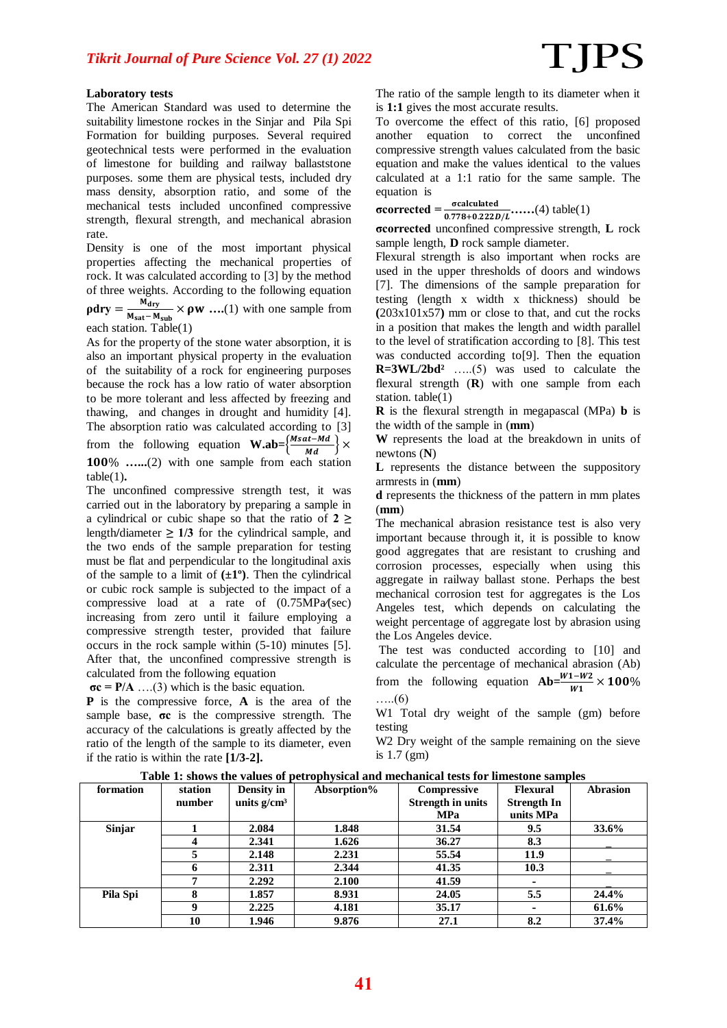**Laboratory tests**

The American Standard was used to determine the suitability limestone rockes in the Sinjar and Pila Spi Formation for building purposes. Several required geotechnical tests were performed in the evaluation of limestone for building and railway ballaststone purposes. some them are physical tests, included dry mass density, absorption ratio, and some of the mechanical tests included unconfined compressive strength, flexural strength, and mechanical abrasion rate.

Density is one of the most important physical properties affecting the mechanical properties of rock. It was calculated according to [3] by the method of three weights. According to the following equation $\rho dry = \frac{M_{dry}}{M_{sat} - M_{sub}} \times \rho w$ ….(1) with one sample from each station. Table(1)

As for the property of the stone water absorption, it is also an important physical property in the evaluation of the suitability of a rock for engineering purposes because the rock has a low ratio of water absorption to be more tolerant and less affected by freezing and thawing, and changes in drought and humidity [4]. The absorption ratio was calculated according to [3] from the following equation $W.ab = \left\{\frac{Msat - Md}{Md}\right\} \times 100\%$ ……(2) with one sample from each station table(1).

The unconfined compressive strength test, it was carried out in the laboratory by preparing a sample in a cylindrical or cubic shape so that the ratio of **2 ≥** length/diameter **≥ 1/3** for the cylindrical sample, and the two ends of the sample preparation for testing must be flat and perpendicular to the longitudinal axis of the sample to a limit of **(±1º)**. Then the cylindrical or cubic rock sample is subjected to the impact of a compressive load at a rate of (0.75MPa/(sec) increasing from zero until it failure employing a compressive strength tester, provided that failure occurs in the rock sample within (5-10) minutes [5]. After that, the unconfined compressive strength is calculated from the following equation

$\sigma c = P/A$ ….(3) which is the basic equation.

**P** is the compressive force, **A** is the area of the sample base, **σc** is the compressive strength. The accuracy of the calculations is greatly affected by the ratio of the length of the sample to its diameter, even if the ratio is within the rate **[1/3-2].**

The ratio of the sample length to its diameter when it is **1:1** gives the most accurate results.

To overcome the effect of this ratio, [6] proposed another equation to correct the unconfined compressive strength values calculated from the basic equation and make the values identical to the values calculated at a 1:1 ratio for the same sample. The equation is

$\sigma corrected = \frac{\sigma calculated}{0.778 + 0.222D/L}$……(4) table(1)

**σcorrected** unconfined compressive strength, **L** rock sample length, **D** rock sample diameter.

Flexural strength is also important when rocks are used in the upper thresholds of doors and windows [7]. The dimensions of the sample preparation for testing (length x width x thickness) should be **(**203x101x57**)** mm or close to that, and cut the rocks in a position that makes the length and width parallel to the level of stratification according to [8]. This test was conducted according to[9]. Then the equation $R = 3WL/2bd^2$ …..(5) was used to calculate the flexural strength (**R**) with one sample from each station. table(1)

**R** is the flexural strength in megapascal (MPa) **b** is the width of the sample in (**mm**)

**W** represents the load at the breakdown in units of newtons (**N**)

**L** represents the distance between the suppository armrests in (**mm**)

**d** represents the thickness of the pattern in mm plates (**mm**)

The mechanical abrasion resistance test is also very important because through it, it is possible to know good aggregates that are resistant to crushing and corrosion processes, especially when using this aggregate in railway ballast stone. Perhaps the best mechanical corrosion test for aggregates is the Los Angeles test, which depends on calculating the weight percentage of aggregate lost by abrasion using the Los Angeles device.

The test was conducted according to [10] and calculate the percentage of mechanical abrasion (Ab) from the following equation $Ab = \frac{W1 - W2}{W1} \times 100\%$ …..(6)

W1 Total dry weight of the sample (gm) before testing

W2 Dry weight of the sample remaining on the sieve is 1.7 (gm)

**Table 1: shows the values of petrophysical and mechanical tests for limestone samples**

| formation | station number | Density in units g/cm³ | Absorption% | Compressive Strength in units MPa | Flexural Strength In units MPa | Abrasion |
|---|---|---|---|---|---|---|
| Sinjar | 1 | 2.084 | 1.848 | 31.54 | 9.5 | 33.6% |
| | 4 | 2.341 | 1.626 | 36.27 | 8.3 | _ |
| | 5 | 2.148 | 2.231 | 55.54 | 11.9 | _ |
| | 6 | 2.311 | 2.344 | 41.35 | 10.3 | _ |
| | 7 | 2.292 | 2.100 | 41.59 | - | _ |
| Pila Spi | 8 | 1.857 | 8.931 | 24.05 | 5.5 | 24.4% |
| | 9 | 2.225 | 4.181 | 35.17 | - | 61.6% |
| | 10 | 1.946 | 9.876 | 27.1 | 8.2 | 37.4% |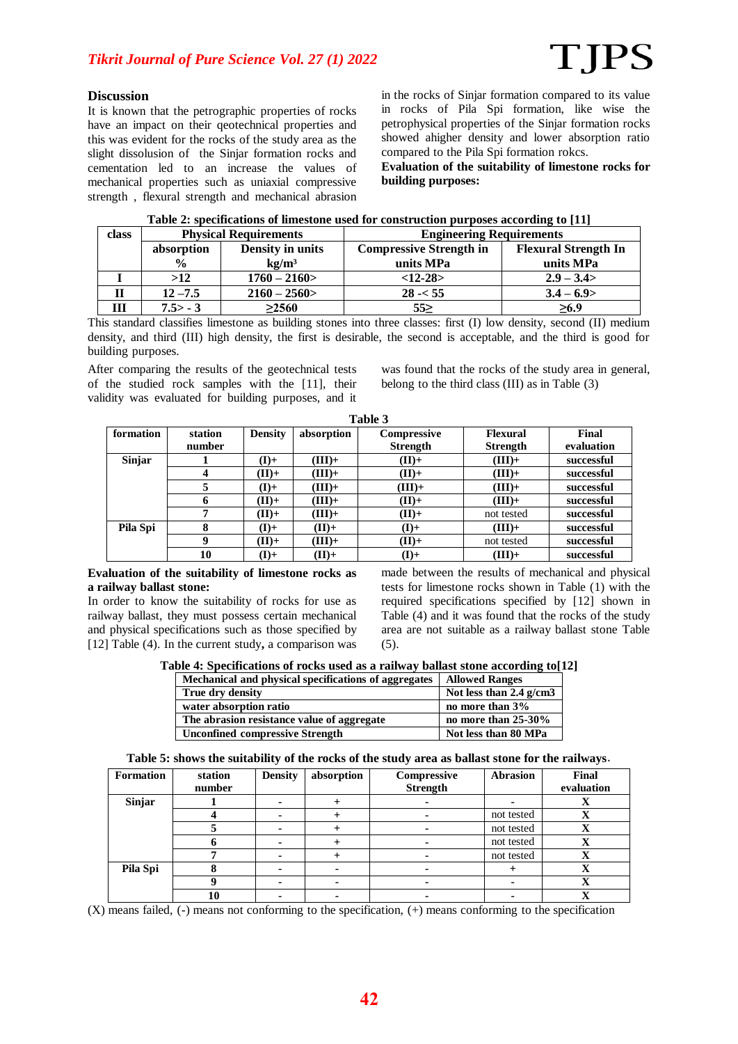## Discussion

It is known that the petrographic properties of rocks have an impact on their qeotechnical properties and this was evident for the rocks of the study area as the slight dissolution of the Sinjar formation rocks and cementation led to an increase the values of mechanical properties such as uniaxial compressive strength , flexural strength and mechanical abrasion in the rocks of Sinjar formation compared to its value in rocks of Pila Spi formation, like wise the petrophysical properties of the Sinjar formation rocks showed ahigher density and lower absorption ratio compared to the Pila Spi formation rokcs.

**Evaluation of the suitability of limestone rocks for building purposes:**

**Table 2: specifications of limestone used for construction purposes according to [11]**

| class | Physical Requirements | | Engineering Requirements | |
|---|---|---|---|---|
| | absorption % | Density in units kg/m³ | Compressive Strength in units MPa | Flexural Strength In units MPa |
| I | >12 | 1760 – 2160> | <12-28> | 2.9 – 3.4> |
| II | 12 –7.5 | 2160 – 2560> | 28 -< 55 | 3.4 – 6.9> |
| III | 7.5> - 3 | ≥2560 | 55≥ | ≥6.9 |

This standard classifies limestone as building stones into three classes: first (I) low density, second (II) medium density, and third (III) high density, the first is desirable, the second is acceptable, and the third is good for building purposes.

After comparing the results of the geotechnical tests of the studied rock samples with the [11], their validity was evaluated for building purposes, and it was found that the rocks of the study area in general, belong to the third class (III) as in Table (3)

**Table 3**

| formation | station number | Density | absorption | Compressive Strength | Flexural Strength | Final evaluation |
|---|---|---|---|---|---|---|
| Sinjar | 1 | (I)+ | (III)+ | (II)+ | (III)+ | successful |
| | 4 | (II)+ | (III)+ | (II)+ | (III)+ | successful |
| | 5 | (I)+ | (III)+ | (III)+ | (III)+ | successful |
| | 6 | (II)+ | (III)+ | (II)+ | (III)+ | successful |
| | 7 | (II)+ | (III)+ | (II)+ | not tested | successful |
| Pila Spi | 8 | (I)+ | (II)+ | (I)+ | (III)+ | successful |
| | 9 | (II)+ | (III)+ | (II)+ | not tested | successful |
| | 10 | (I)+ | (II)+ | (I)+ | (III)+ | successful |

**Evaluation of the suitability of limestone rocks as a railway ballast stone:**

In order to know the suitability of rocks for use as railway ballast, they must possess certain mechanical and physical specifications such as those specified by [12] Table (4). In the current study**,** a comparison was made between the results of mechanical and physical tests for limestone rocks shown in Table (1) with the required specifications specified by [12] shown in Table (4) and it was found that the rocks of the study area are not suitable as a railway ballast stone Table (5).

**Table 4: Specifications of rocks used as a railway ballast stone according to[12]**

| Mechanical and physical specifications of aggregates | Allowed Ranges |
|---|---|
| True dry density | Not less than 2.4 g/cm3 |
| water absorption ratio | no more than 3% |
| The abrasion resistance value of aggregate | no more than 25-30% |
| Unconfined compressive Strength | Not less than 80 MPa |

**Table 5: shows the suitability of the rocks of the study area as ballast stone for the railways.**

| Formation | station number | Density | absorption | Compressive Strength | Abrasion | Final evaluation |
|---|---|---|---|---|---|---|
| Sinjar | 1 | - | + | - | - | X |
| | 4 | - | + | - | not tested | X |
| | 5 | - | + | - | not tested | X |
| | 6 | - | + | - | not tested | X |
| | 7 | - | + | - | not tested | X |
| Pila Spi | 8 | - | - | - | + | X |
| | 9 | - | - | - | - | X |
| | 10 | - | - | - | - | X |

(X) means failed, (-) means not conforming to the specification, (+) means conforming to the specification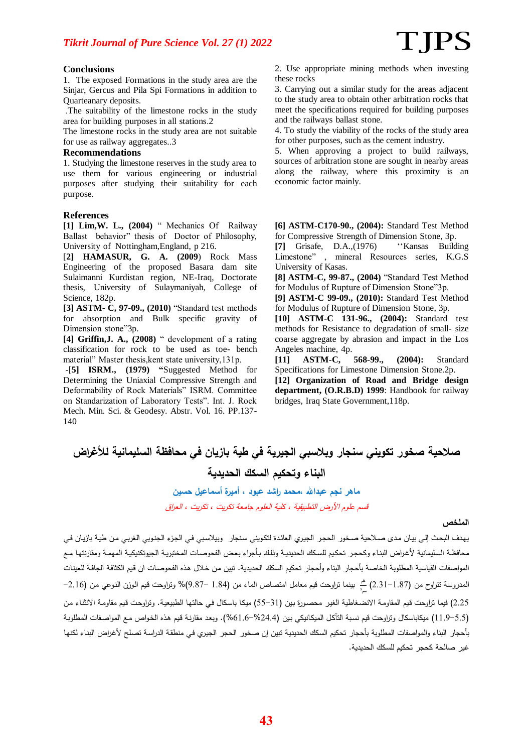## Conclusions

1. The exposed Formations in the study area are the Sinjar, Gercus and Pila Spi Formations in addition to Quarteanary deposits.

.The suitability of the limestone rocks in the study area for building purposes in all stations.2

The limestone rocks in the study area are not suitable for use as railway aggregates..3

## Recommendations

1. Studying the limestone reserves in the study area to use them for various engineering or industrial purposes after studying their suitability for each purpose.

2. Use appropriate mining methods when investing these rocks

3. Carrying out a similar study for the areas adjacent to the study area to obtain other arbitration rocks that meet the specifications required for building purposes and the railways ballast stone.

4. To study the viability of the rocks of the study area for other purposes, such as the cement industry.

5. When approving a project to build railways, sources of arbitration stone are sought in nearby areas along the railway, where this proximity is an economic factor mainly.

## References

**[1] Lim,W. L., (2004)** " Mechanics Of Railway Ballast behavior" thesis of Doctor of Philosophy, University of Nottingham,England, p 216.

[**2] HAMASUR, G. A. (2009**) Rock Mass Engineering of the proposed Basara dam site Sulaimanni Kurdistan region, NE-Iraq, Doctorate thesis, University of Sulaymaniyah, College of Science, 182p.

**[3] ASTM- C, 97-09., (2010)** "Standard test methods for absorption and Bulk specific gravity of Dimension stone"3p.

**[4] Griffin,J. A., (2008)** " development of a rating classification for rock to be used as toe- bench material" Master thesis,kent state university,131p.

-[**5] ISRM., (1979) "**Suggested Method for Determining the Uniaxial Compressive Strength and Deformability of Rock Materials" ISRM. Committee on Standarization of Laboratory Tests". Int. J. Rock Mech. Min. Sci. & Geodesy. Abstr. Vol. 16. PP.137-140

**[6] ASTM-C170-90., (2004):** Standard Test Method for Compressive Strength of Dimension Stone, 3p.

**[7]** Grisafe, D.A.,(1976) ''Kansas Building Limestone" , mineral Resources series, K.G.S University of Kasas.

**[8] ASTM-C, 99-87., (2004)** "Standard Test Method for Modulus of Rupture of Dimension Stone"3p.

**[9] ASTM-C 99-09., (2010):** Standard Test Method for Modulus of Rupture of Dimension Stone, 3p.

**[10] ASTM-C 131-96., (2004):** Standard test methods for Resistance to degradation of small- size coarse aggregate by abrasion and impact in the Los Angeles machine, 4p.

**[11] ASTM-C, 568-99., (2004):** Standard Specifications for Limestone Dimension Stone.2p.

**[12] Organization of Road and Bridge design department, (O.R.B.D) 1999**: Handbook for railway bridges, Iraq State Government,118p.

# صلاحية صخور تكويني سنجار وبلاسبي الجيرية في طية بازيان في محافظة السليمانية للأغراض البناء وتحكيم السكك الحديدية

**ماهر نجم عبدالله ،محمد راشد عبود ، أميرة أسماعيل حسين**

*قسم علوم الأرض التطبيقية ، كلية العلوم جامعة تكريت ، تكريت ، العراق*

### الملخص

يهدف البحث إلى بيان مدى صلاحية صخور الحجر الجيري العائدة لتكويني سنجار وبيلاسبي في الجزء الجنوبي الغربي من طية بازيان في محافظة السليمانية لأغراض البناء وكحجر تحكيم للسكك الحديدية وذلك بأجراء بعض الفحوصات المختبرية الجيوتكنيكية المهمة ومقارنتها مع المواصفات القياسية المطلوبة الخاصة بأحجار البناء وأحجار تحكيم السكك الحديدية. تبين من خلال هذه الفحوصات ان قيم الكثافة الجافة للعينات المدروسة تتراوح من (2.31-1.87) $\frac{g}{cm^3}$ بينما تراوحت قيم معامل امتصاص الماء من (1.84 -9.87)% وتراوحت قيم الوزن النوعي من (2.16-2.25) فيما تراوحت قيم المقاومة الانضغاطية الغير محصورة بين (31-55) ميكا باسكال في حالتها الطبيعية. وتراوحت قيم مقاومة الانثناء من (5.5-11.9) ميكاباسكال وتراوحت قيم نسبة التآكل الميكانيكي بين (24.4%-61.6%). وبعد مقارنة قيم هذه الخواص مع المواصفات المطلوبة بأحجار البناء والمواصفات المطلوبة بأحجار تحكيم السكك الحديدية تبين إن صخور الحجر الجيري في منطقة الدراسة تصلح لأغراض البناء لكنها غير صالحة كحجر تحكيم للسكك الحديدية.